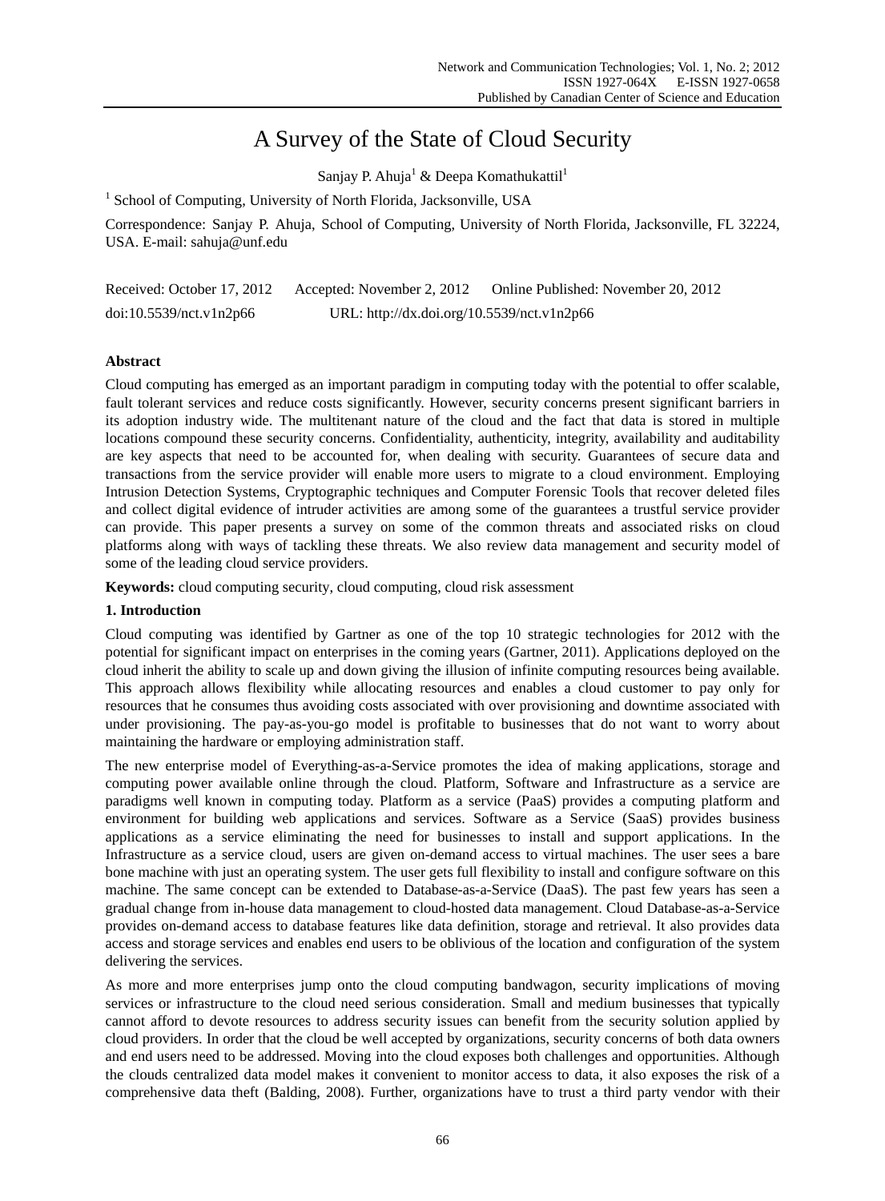# A Survey of the State of Cloud Security

Sanjay P. Ahuja[1] & Deepa Komathukattil[1]

[1] School of Computing, University of North Florida, Jacksonville, USA

Correspondence: Sanjay P. Ahuja, School of Computing, University of North Florida, Jacksonville, FL 32224, USA. E-mail: sahuja@unf.edu

Received: October 17, 2012 Accepted: November 2, 2012 Online Published: November 20, 2012

doi:10.5539/nct.v1n2p66 URL: http://dx.doi.org/10.5539/nct.v1n2p66

## Abstract

Cloud computing has emerged as an important paradigm in computing today with the potential to offer scalable, fault tolerant services and reduce costs significantly. However, security concerns present significant barriers in its adoption industry wide. The multitenant nature of the cloud and the fact that data is stored in multiple locations compound these security concerns. Confidentiality, authenticity, integrity, availability and auditability are key aspects that need to be accounted for, when dealing with security. Guarantees of secure data and transactions from the service provider will enable more users to migrate to a cloud environment. Employing Intrusion Detection Systems, Cryptographic techniques and Computer Forensic Tools that recover deleted files and collect digital evidence of intruder activities are among some of the guarantees a trustful service provider can provide. This paper presents a survey on some of the common threats and associated risks on cloud platforms along with ways of tackling these threats. We also review data management and security model of some of the leading cloud service providers.

**Keywords:** cloud computing security, cloud computing, cloud risk assessment

## 1. Introduction

Cloud computing was identified by Gartner as one of the top 10 strategic technologies for 2012 with the potential for significant impact on enterprises in the coming years (Gartner, 2011). Applications deployed on the cloud inherit the ability to scale up and down giving the illusion of infinite computing resources being available. This approach allows flexibility while allocating resources and enables a cloud customer to pay only for resources that he consumes thus avoiding costs associated with over provisioning and downtime associated with under provisioning. The pay-as-you-go model is profitable to businesses that do not want to worry about maintaining the hardware or employing administration staff.

The new enterprise model of Everything-as-a-Service promotes the idea of making applications, storage and computing power available online through the cloud. Platform, Software and Infrastructure as a service are paradigms well known in computing today. Platform as a service (PaaS) provides a computing platform and environment for building web applications and services. Software as a Service (SaaS) provides business applications as a service eliminating the need for businesses to install and support applications. In the Infrastructure as a service cloud, users are given on-demand access to virtual machines. The user sees a bare bone machine with just an operating system. The user gets full flexibility to install and configure software on this machine. The same concept can be extended to Database-as-a-Service (DaaS). The past few years has seen a gradual change from in-house data management to cloud-hosted data management. Cloud Database-as-a-Service provides on-demand access to database features like data definition, storage and retrieval. It also provides data access and storage services and enables end users to be oblivious of the location and configuration of the system delivering the services.

As more and more enterprises jump onto the cloud computing bandwagon, security implications of moving services or infrastructure to the cloud need serious consideration. Small and medium businesses that typically cannot afford to devote resources to address security issues can benefit from the security solution applied by cloud providers. In order that the cloud be well accepted by organizations, security concerns of both data owners and end users need to be addressed. Moving into the cloud exposes both challenges and opportunities. Although the clouds centralized data model makes it convenient to monitor access to data, it also exposes the risk of a comprehensive data theft (Balding, 2008). Further, organizations have to trust a third party vendor with their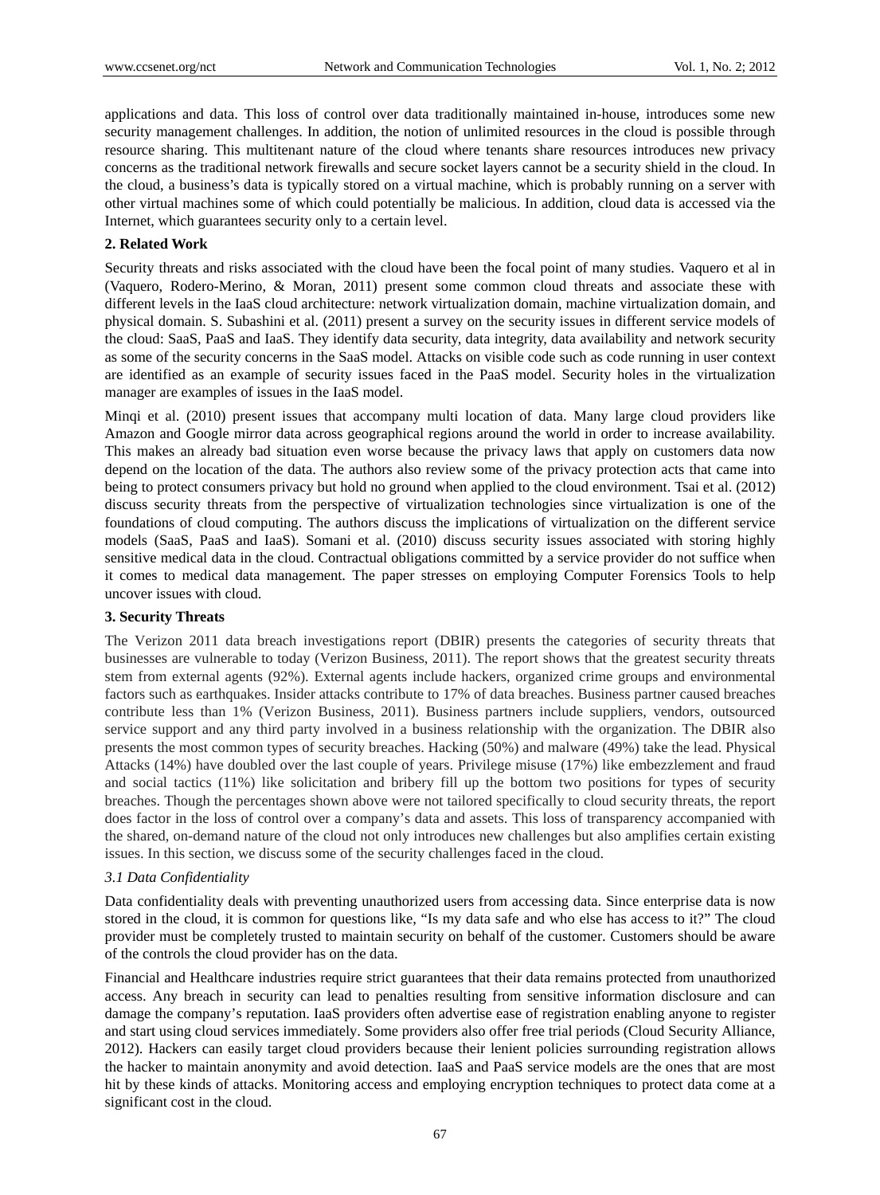applications and data. This loss of control over data traditionally maintained in-house, introduces some new security management challenges. In addition, the notion of unlimited resources in the cloud is possible through resource sharing. This multitenant nature of the cloud where tenants share resources introduces new privacy concerns as the traditional network firewalls and secure socket layers cannot be a security shield in the cloud. In the cloud, a business's data is typically stored on a virtual machine, which is probably running on a server with other virtual machines some of which could potentially be malicious. In addition, cloud data is accessed via the Internet, which guarantees security only to a certain level.

## 2. Related Work

Security threats and risks associated with the cloud have been the focal point of many studies. Vaquero et al in (Vaquero, Rodero-Merino, & Moran, 2011) present some common cloud threats and associate these with different levels in the IaaS cloud architecture: network virtualization domain, machine virtualization domain, and physical domain. S. Subashini et al. (2011) present a survey on the security issues in different service models of the cloud: SaaS, PaaS and IaaS. They identify data security, data integrity, data availability and network security as some of the security concerns in the SaaS model. Attacks on visible code such as code running in user context are identified as an example of security issues faced in the PaaS model. Security holes in the virtualization manager are examples of issues in the IaaS model.

Minqi et al. (2010) present issues that accompany multi location of data. Many large cloud providers like Amazon and Google mirror data across geographical regions around the world in order to increase availability. This makes an already bad situation even worse because the privacy laws that apply on customers data now depend on the location of the data. The authors also review some of the privacy protection acts that came into being to protect consumers privacy but hold no ground when applied to the cloud environment. Tsai et al. (2012) discuss security threats from the perspective of virtualization technologies since virtualization is one of the foundations of cloud computing. The authors discuss the implications of virtualization on the different service models (SaaS, PaaS and IaaS). Somani et al. (2010) discuss security issues associated with storing highly sensitive medical data in the cloud. Contractual obligations committed by a service provider do not suffice when it comes to medical data management. The paper stresses on employing Computer Forensics Tools to help uncover issues with cloud.

## 3. Security Threats

The Verizon 2011 data breach investigations report (DBIR) presents the categories of security threats that businesses are vulnerable to today (Verizon Business, 2011). The report shows that the greatest security threats stem from external agents (92%). External agents include hackers, organized crime groups and environmental factors such as earthquakes. Insider attacks contribute to 17% of data breaches. Business partner caused breaches contribute less than 1% (Verizon Business, 2011). Business partners include suppliers, vendors, outsourced service support and any third party involved in a business relationship with the organization. The DBIR also presents the most common types of security breaches. Hacking (50%) and malware (49%) take the lead. Physical Attacks (14%) have doubled over the last couple of years. Privilege misuse (17%) like embezzlement and fraud and social tactics (11%) like solicitation and bribery fill up the bottom two positions for types of security breaches. Though the percentages shown above were not tailored specifically to cloud security threats, the report does factor in the loss of control over a company's data and assets. This loss of transparency accompanied with the shared, on-demand nature of the cloud not only introduces new challenges but also amplifies certain existing issues. In this section, we discuss some of the security challenges faced in the cloud.

### *3.1 Data Confidentiality*

Data confidentiality deals with preventing unauthorized users from accessing data. Since enterprise data is now stored in the cloud, it is common for questions like, "Is my data safe and who else has access to it?" The cloud provider must be completely trusted to maintain security on behalf of the customer. Customers should be aware of the controls the cloud provider has on the data.

Financial and Healthcare industries require strict guarantees that their data remains protected from unauthorized access. Any breach in security can lead to penalties resulting from sensitive information disclosure and can damage the company's reputation. IaaS providers often advertise ease of registration enabling anyone to register and start using cloud services immediately. Some providers also offer free trial periods (Cloud Security Alliance, 2012). Hackers can easily target cloud providers because their lenient policies surrounding registration allows the hacker to maintain anonymity and avoid detection. IaaS and PaaS service models are the ones that are most hit by these kinds of attacks. Monitoring access and employing encryption techniques to protect data come at a significant cost in the cloud.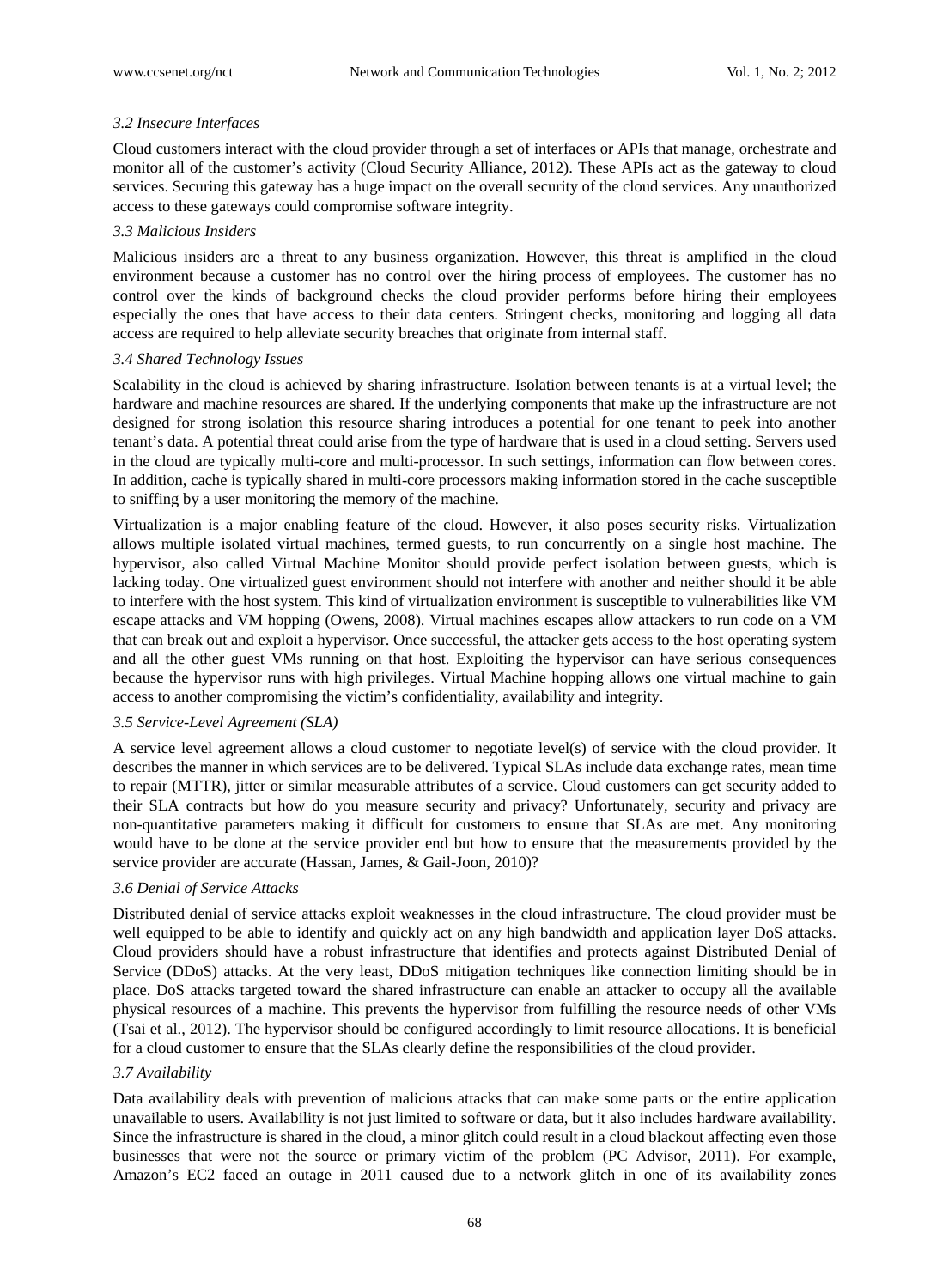### 3.2 Insecure Interfaces

Cloud customers interact with the cloud provider through a set of interfaces or APIs that manage, orchestrate and monitor all of the customer's activity (Cloud Security Alliance, 2012). These APIs act as the gateway to cloud services. Securing this gateway has a huge impact on the overall security of the cloud services. Any unauthorized access to these gateways could compromise software integrity.

### 3.3 Malicious Insiders

Malicious insiders are a threat to any business organization. However, this threat is amplified in the cloud environment because a customer has no control over the hiring process of employees. The customer has no control over the kinds of background checks the cloud provider performs before hiring their employees especially the ones that have access to their data centers. Stringent checks, monitoring and logging all data access are required to help alleviate security breaches that originate from internal staff.

### 3.4 Shared Technology Issues

Scalability in the cloud is achieved by sharing infrastructure. Isolation between tenants is at a virtual level; the hardware and machine resources are shared. If the underlying components that make up the infrastructure are not designed for strong isolation this resource sharing introduces a potential for one tenant to peek into another tenant's data. A potential threat could arise from the type of hardware that is used in a cloud setting. Servers used in the cloud are typically multi-core and multi-processor. In such settings, information can flow between cores. In addition, cache is typically shared in multi-core processors making information stored in the cache susceptible to sniffing by a user monitoring the memory of the machine.

Virtualization is a major enabling feature of the cloud. However, it also poses security risks. Virtualization allows multiple isolated virtual machines, termed guests, to run concurrently on a single host machine. The hypervisor, also called Virtual Machine Monitor should provide perfect isolation between guests, which is lacking today. One virtualized guest environment should not interfere with another and neither should it be able to interfere with the host system. This kind of virtualization environment is susceptible to vulnerabilities like VM escape attacks and VM hopping (Owens, 2008). Virtual machines escapes allow attackers to run code on a VM that can break out and exploit a hypervisor. Once successful, the attacker gets access to the host operating system and all the other guest VMs running on that host. Exploiting the hypervisor can have serious consequences because the hypervisor runs with high privileges. Virtual Machine hopping allows one virtual machine to gain access to another compromising the victim's confidentiality, availability and integrity.

### 3.5 Service-Level Agreement (SLA)

A service level agreement allows a cloud customer to negotiate level(s) of service with the cloud provider. It describes the manner in which services are to be delivered. Typical SLAs include data exchange rates, mean time to repair (MTTR), jitter or similar measurable attributes of a service. Cloud customers can get security added to their SLA contracts but how do you measure security and privacy? Unfortunately, security and privacy are non-quantitative parameters making it difficult for customers to ensure that SLAs are met. Any monitoring would have to be done at the service provider end but how to ensure that the measurements provided by the service provider are accurate (Hassan, James, & Gail-Joon, 2010)?

### 3.6 Denial of Service Attacks

Distributed denial of service attacks exploit weaknesses in the cloud infrastructure. The cloud provider must be well equipped to be able to identify and quickly act on any high bandwidth and application layer DoS attacks. Cloud providers should have a robust infrastructure that identifies and protects against Distributed Denial of Service (DDoS) attacks. At the very least, DDoS mitigation techniques like connection limiting should be in place. DoS attacks targeted toward the shared infrastructure can enable an attacker to occupy all the available physical resources of a machine. This prevents the hypervisor from fulfilling the resource needs of other VMs (Tsai et al., 2012). The hypervisor should be configured accordingly to limit resource allocations. It is beneficial for a cloud customer to ensure that the SLAs clearly define the responsibilities of the cloud provider.

### 3.7 Availability

Data availability deals with prevention of malicious attacks that can make some parts or the entire application unavailable to users. Availability is not just limited to software or data, but it also includes hardware availability. Since the infrastructure is shared in the cloud, a minor glitch could result in a cloud blackout affecting even those businesses that were not the source or primary victim of the problem (PC Advisor, 2011). For example, Amazon's EC2 faced an outage in 2011 caused due to a network glitch in one of its availability zones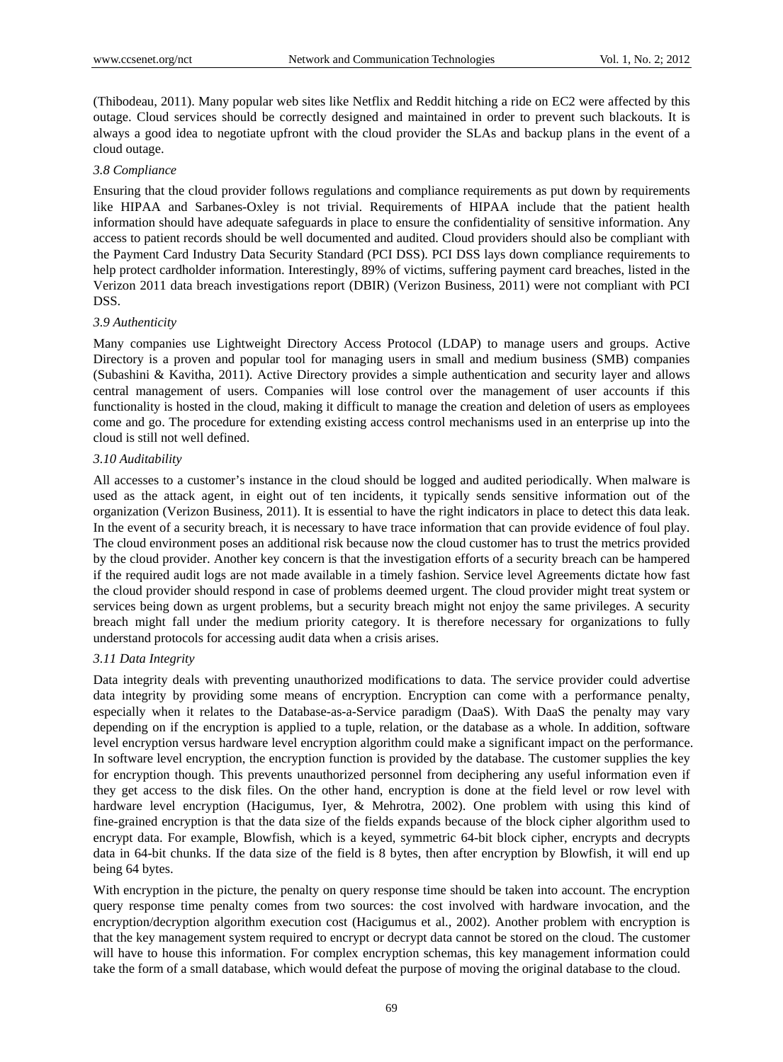(Thibodeau, 2011). Many popular web sites like Netflix and Reddit hitching a ride on EC2 were affected by this outage. Cloud services should be correctly designed and maintained in order to prevent such blackouts. It is always a good idea to negotiate upfront with the cloud provider the SLAs and backup plans in the event of a cloud outage.

### *3.8 Compliance*

Ensuring that the cloud provider follows regulations and compliance requirements as put down by requirements like HIPAA and Sarbanes-Oxley is not trivial. Requirements of HIPAA include that the patient health information should have adequate safeguards in place to ensure the confidentiality of sensitive information. Any access to patient records should be well documented and audited. Cloud providers should also be compliant with the Payment Card Industry Data Security Standard (PCI DSS). PCI DSS lays down compliance requirements to help protect cardholder information. Interestingly, 89% of victims, suffering payment card breaches, listed in the Verizon 2011 data breach investigations report (DBIR) (Verizon Business, 2011) were not compliant with PCI DSS.

### *3.9 Authenticity*

Many companies use Lightweight Directory Access Protocol (LDAP) to manage users and groups. Active Directory is a proven and popular tool for managing users in small and medium business (SMB) companies (Subashini & Kavitha, 2011). Active Directory provides a simple authentication and security layer and allows central management of users. Companies will lose control over the management of user accounts if this functionality is hosted in the cloud, making it difficult to manage the creation and deletion of users as employees come and go. The procedure for extending existing access control mechanisms used in an enterprise up into the cloud is still not well defined.

### *3.10 Auditability*

All accesses to a customer's instance in the cloud should be logged and audited periodically. When malware is used as the attack agent, in eight out of ten incidents, it typically sends sensitive information out of the organization (Verizon Business, 2011). It is essential to have the right indicators in place to detect this data leak. In the event of a security breach, it is necessary to have trace information that can provide evidence of foul play. The cloud environment poses an additional risk because now the cloud customer has to trust the metrics provided by the cloud provider. Another key concern is that the investigation efforts of a security breach can be hampered if the required audit logs are not made available in a timely fashion. Service level Agreements dictate how fast the cloud provider should respond in case of problems deemed urgent. The cloud provider might treat system or services being down as urgent problems, but a security breach might not enjoy the same privileges. A security breach might fall under the medium priority category. It is therefore necessary for organizations to fully understand protocols for accessing audit data when a crisis arises.

### *3.11 Data Integrity*

Data integrity deals with preventing unauthorized modifications to data. The service provider could advertise data integrity by providing some means of encryption. Encryption can come with a performance penalty, especially when it relates to the Database-as-a-Service paradigm (DaaS). With DaaS the penalty may vary depending on if the encryption is applied to a tuple, relation, or the database as a whole. In addition, software level encryption versus hardware level encryption algorithm could make a significant impact on the performance. In software level encryption, the encryption function is provided by the database. The customer supplies the key for encryption though. This prevents unauthorized personnel from deciphering any useful information even if they get access to the disk files. On the other hand, encryption is done at the field level or row level with hardware level encryption (Hacigumus, Iyer, & Mehrotra, 2002). One problem with using this kind of fine-grained encryption is that the data size of the fields expands because of the block cipher algorithm used to encrypt data. For example, Blowfish, which is a keyed, symmetric 64-bit block cipher, encrypts and decrypts data in 64-bit chunks. If the data size of the field is 8 bytes, then after encryption by Blowfish, it will end up being 64 bytes.

With encryption in the picture, the penalty on query response time should be taken into account. The encryption query response time penalty comes from two sources: the cost involved with hardware invocation, and the encryption/decryption algorithm execution cost (Hacigumus et al., 2002). Another problem with encryption is that the key management system required to encrypt or decrypt data cannot be stored on the cloud. The customer will have to house this information. For complex encryption schemas, this key management information could take the form of a small database, which would defeat the purpose of moving the original database to the cloud.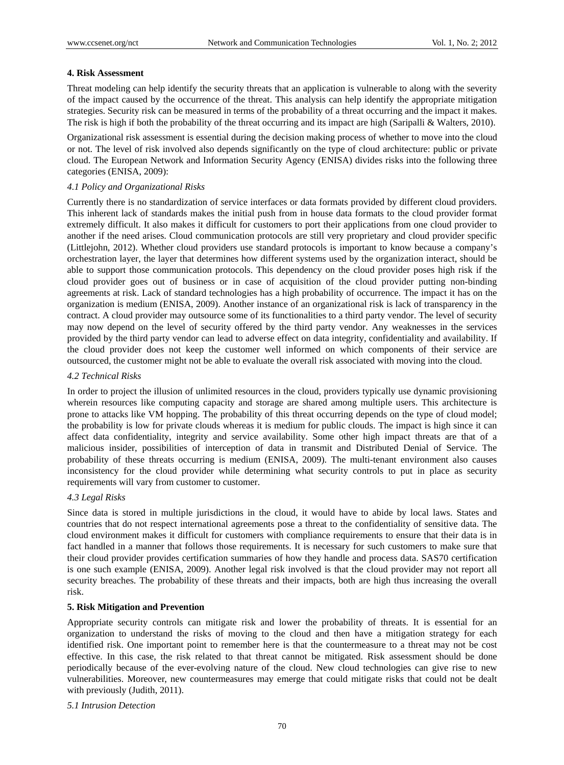## 4. Risk Assessment

Threat modeling can help identify the security threats that an application is vulnerable to along with the severity of the impact caused by the occurrence of the threat. This analysis can help identify the appropriate mitigation strategies. Security risk can be measured in terms of the probability of a threat occurring and the impact it makes. The risk is high if both the probability of the threat occurring and its impact are high (Saripalli & Walters, 2010).

Organizational risk assessment is essential during the decision making process of whether to move into the cloud or not. The level of risk involved also depends significantly on the type of cloud architecture: public or private cloud. The European Network and Information Security Agency (ENISA) divides risks into the following three categories (ENISA, 2009):

### *4.1 Policy and Organizational Risks*

Currently there is no standardization of service interfaces or data formats provided by different cloud providers. This inherent lack of standards makes the initial push from in house data formats to the cloud provider format extremely difficult. It also makes it difficult for customers to port their applications from one cloud provider to another if the need arises. Cloud communication protocols are still very proprietary and cloud provider specific (Littlejohn, 2012). Whether cloud providers use standard protocols is important to know because a company's orchestration layer, the layer that determines how different systems used by the organization interact, should be able to support those communication protocols. This dependency on the cloud provider poses high risk if the cloud provider goes out of business or in case of acquisition of the cloud provider putting non-binding agreements at risk. Lack of standard technologies has a high probability of occurrence. The impact it has on the organization is medium (ENISA, 2009). Another instance of an organizational risk is lack of transparency in the contract. A cloud provider may outsource some of its functionalities to a third party vendor. The level of security may now depend on the level of security offered by the third party vendor. Any weaknesses in the services provided by the third party vendor can lead to adverse effect on data integrity, confidentiality and availability. If the cloud provider does not keep the customer well informed on which components of their service are outsourced, the customer might not be able to evaluate the overall risk associated with moving into the cloud.

### *4.2 Technical Risks*

In order to project the illusion of unlimited resources in the cloud, providers typically use dynamic provisioning wherein resources like computing capacity and storage are shared among multiple users. This architecture is prone to attacks like VM hopping. The probability of this threat occurring depends on the type of cloud model; the probability is low for private clouds whereas it is medium for public clouds. The impact is high since it can affect data confidentiality, integrity and service availability. Some other high impact threats are that of a malicious insider, possibilities of interception of data in transmit and Distributed Denial of Service. The probability of these threats occurring is medium (ENISA, 2009). The multi-tenant environment also causes inconsistency for the cloud provider while determining what security controls to put in place as security requirements will vary from customer to customer.

### *4.3 Legal Risks*

Since data is stored in multiple jurisdictions in the cloud, it would have to abide by local laws. States and countries that do not respect international agreements pose a threat to the confidentiality of sensitive data. The cloud environment makes it difficult for customers with compliance requirements to ensure that their data is in fact handled in a manner that follows those requirements. It is necessary for such customers to make sure that their cloud provider provides certification summaries of how they handle and process data. SAS70 certification is one such example (ENISA, 2009). Another legal risk involved is that the cloud provider may not report all security breaches. The probability of these threats and their impacts, both are high thus increasing the overall risk.

## 5. Risk Mitigation and Prevention

Appropriate security controls can mitigate risk and lower the probability of threats. It is essential for an organization to understand the risks of moving to the cloud and then have a mitigation strategy for each identified risk. One important point to remember here is that the countermeasure to a threat may not be cost effective. In this case, the risk related to that threat cannot be mitigated. Risk assessment should be done periodically because of the ever-evolving nature of the cloud. New cloud technologies can give rise to new vulnerabilities. Moreover, new countermeasures may emerge that could mitigate risks that could not be dealt with previously (Judith, 2011).

### *5.1 Intrusion Detection*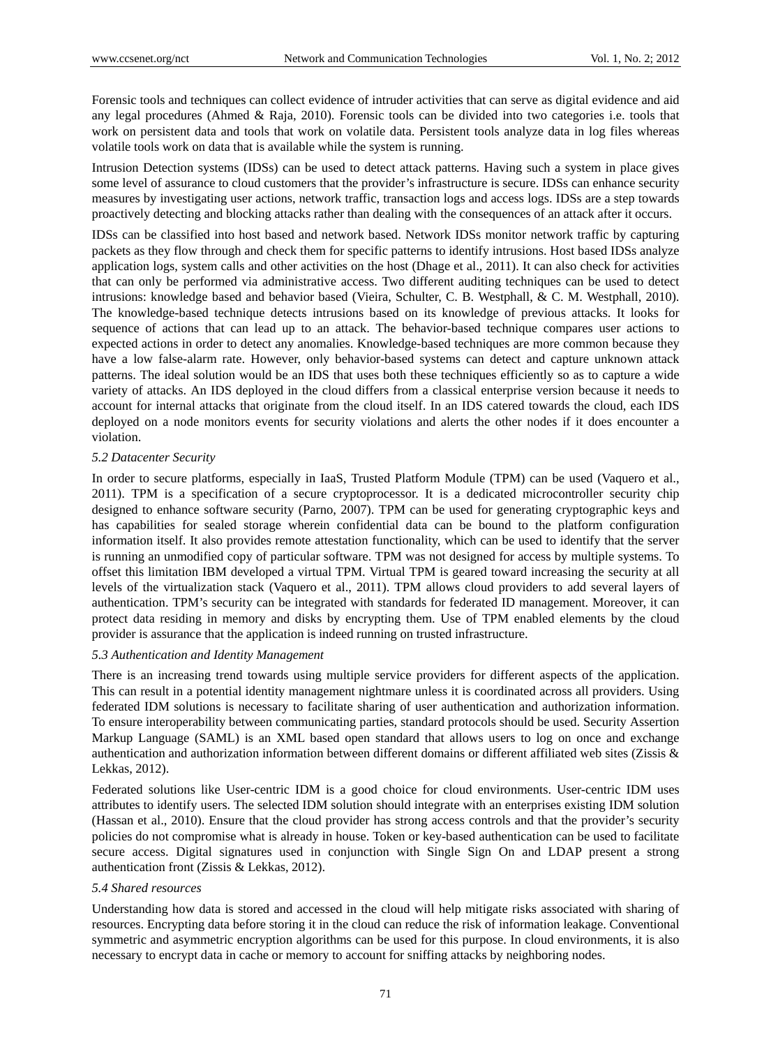Forensic tools and techniques can collect evidence of intruder activities that can serve as digital evidence and aid any legal procedures (Ahmed & Raja, 2010). Forensic tools can be divided into two categories i.e. tools that work on persistent data and tools that work on volatile data. Persistent tools analyze data in log files whereas volatile tools work on data that is available while the system is running.

Intrusion Detection systems (IDSs) can be used to detect attack patterns. Having such a system in place gives some level of assurance to cloud customers that the provider's infrastructure is secure. IDSs can enhance security measures by investigating user actions, network traffic, transaction logs and access logs. IDSs are a step towards proactively detecting and blocking attacks rather than dealing with the consequences of an attack after it occurs.

IDSs can be classified into host based and network based. Network IDSs monitor network traffic by capturing packets as they flow through and check them for specific patterns to identify intrusions. Host based IDSs analyze application logs, system calls and other activities on the host (Dhage et al., 2011). It can also check for activities that can only be performed via administrative access. Two different auditing techniques can be used to detect intrusions: knowledge based and behavior based (Vieira, Schulter, C. B. Westphall, & C. M. Westphall, 2010). The knowledge-based technique detects intrusions based on its knowledge of previous attacks. It looks for sequence of actions that can lead up to an attack. The behavior-based technique compares user actions to expected actions in order to detect any anomalies. Knowledge-based techniques are more common because they have a low false-alarm rate. However, only behavior-based systems can detect and capture unknown attack patterns. The ideal solution would be an IDS that uses both these techniques efficiently so as to capture a wide variety of attacks. An IDS deployed in the cloud differs from a classical enterprise version because it needs to account for internal attacks that originate from the cloud itself. In an IDS catered towards the cloud, each IDS deployed on a node monitors events for security violations and alerts the other nodes if it does encounter a violation.

### *5.2 Datacenter Security*

In order to secure platforms, especially in IaaS, Trusted Platform Module (TPM) can be used (Vaquero et al., 2011). TPM is a specification of a secure cryptoprocessor. It is a dedicated microcontroller security chip designed to enhance software security (Parno, 2007). TPM can be used for generating cryptographic keys and has capabilities for sealed storage wherein confidential data can be bound to the platform configuration information itself. It also provides remote attestation functionality, which can be used to identify that the server is running an unmodified copy of particular software. TPM was not designed for access by multiple systems. To offset this limitation IBM developed a virtual TPM. Virtual TPM is geared toward increasing the security at all levels of the virtualization stack (Vaquero et al., 2011). TPM allows cloud providers to add several layers of authentication. TPM's security can be integrated with standards for federated ID management. Moreover, it can protect data residing in memory and disks by encrypting them. Use of TPM enabled elements by the cloud provider is assurance that the application is indeed running on trusted infrastructure.

### *5.3 Authentication and Identity Management*

There is an increasing trend towards using multiple service providers for different aspects of the application. This can result in a potential identity management nightmare unless it is coordinated across all providers. Using federated IDM solutions is necessary to facilitate sharing of user authentication and authorization information. To ensure interoperability between communicating parties, standard protocols should be used. Security Assertion Markup Language (SAML) is an XML based open standard that allows users to log on once and exchange authentication and authorization information between different domains or different affiliated web sites (Zissis & Lekkas, 2012).

Federated solutions like User-centric IDM is a good choice for cloud environments. User-centric IDM uses attributes to identify users. The selected IDM solution should integrate with an enterprises existing IDM solution (Hassan et al., 2010). Ensure that the cloud provider has strong access controls and that the provider's security policies do not compromise what is already in house. Token or key-based authentication can be used to facilitate secure access. Digital signatures used in conjunction with Single Sign On and LDAP present a strong authentication front (Zissis & Lekkas, 2012).

### *5.4 Shared resources*

Understanding how data is stored and accessed in the cloud will help mitigate risks associated with sharing of resources. Encrypting data before storing it in the cloud can reduce the risk of information leakage. Conventional symmetric and asymmetric encryption algorithms can be used for this purpose. In cloud environments, it is also necessary to encrypt data in cache or memory to account for sniffing attacks by neighboring nodes.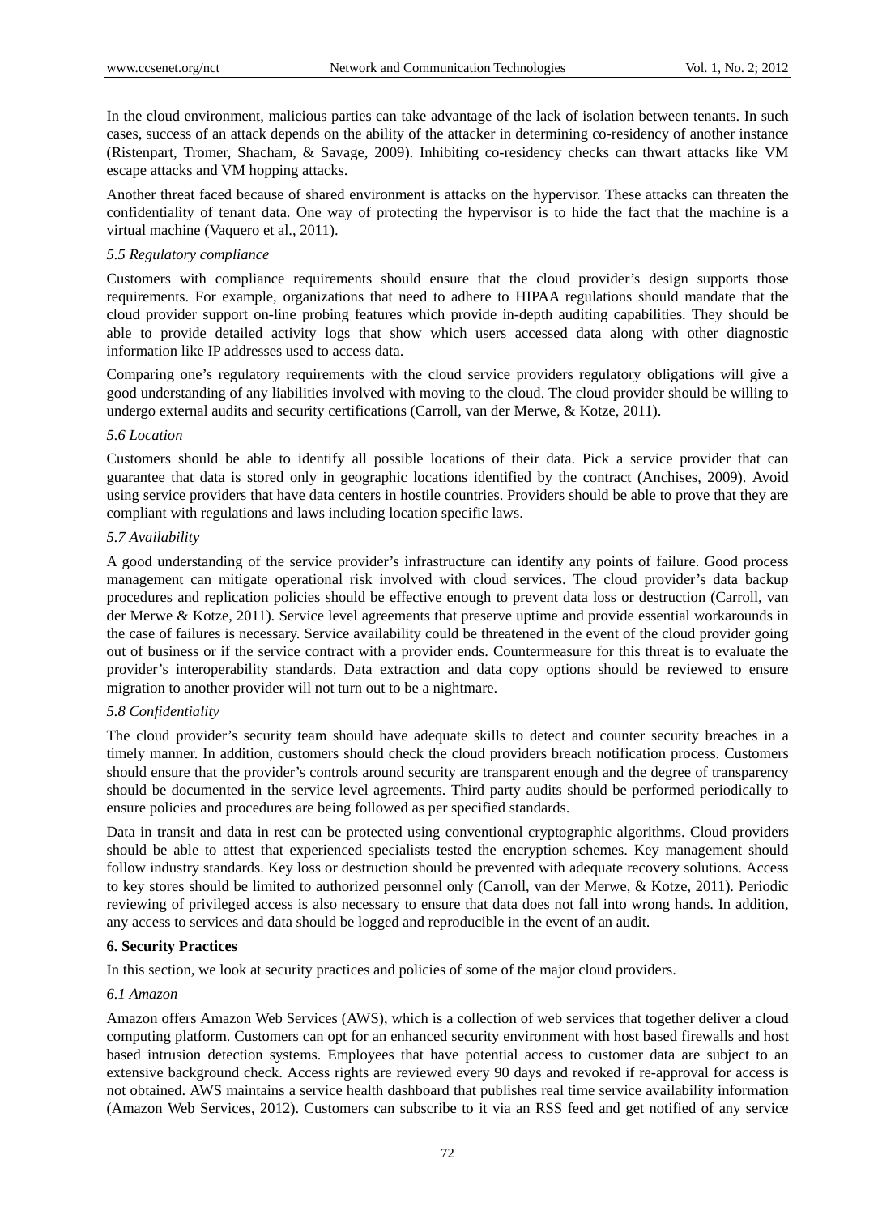In the cloud environment, malicious parties can take advantage of the lack of isolation between tenants. In such cases, success of an attack depends on the ability of the attacker in determining co-residency of another instance (Ristenpart, Tromer, Shacham, & Savage, 2009). Inhibiting co-residency checks can thwart attacks like VM escape attacks and VM hopping attacks.

Another threat faced because of shared environment is attacks on the hypervisor. These attacks can threaten the confidentiality of tenant data. One way of protecting the hypervisor is to hide the fact that the machine is a virtual machine (Vaquero et al., 2011).

### *5.5 Regulatory compliance*

Customers with compliance requirements should ensure that the cloud provider's design supports those requirements. For example, organizations that need to adhere to HIPAA regulations should mandate that the cloud provider support on-line probing features which provide in-depth auditing capabilities. They should be able to provide detailed activity logs that show which users accessed data along with other diagnostic information like IP addresses used to access data.

Comparing one's regulatory requirements with the cloud service providers regulatory obligations will give a good understanding of any liabilities involved with moving to the cloud. The cloud provider should be willing to undergo external audits and security certifications (Carroll, van der Merwe, & Kotze, 2011).

### *5.6 Location*

Customers should be able to identify all possible locations of their data. Pick a service provider that can guarantee that data is stored only in geographic locations identified by the contract (Anchises, 2009). Avoid using service providers that have data centers in hostile countries. Providers should be able to prove that they are compliant with regulations and laws including location specific laws.

### *5.7 Availability*

A good understanding of the service provider's infrastructure can identify any points of failure. Good process management can mitigate operational risk involved with cloud services. The cloud provider's data backup procedures and replication policies should be effective enough to prevent data loss or destruction (Carroll, van der Merwe & Kotze, 2011). Service level agreements that preserve uptime and provide essential workarounds in the case of failures is necessary. Service availability could be threatened in the event of the cloud provider going out of business or if the service contract with a provider ends. Countermeasure for this threat is to evaluate the provider's interoperability standards. Data extraction and data copy options should be reviewed to ensure migration to another provider will not turn out to be a nightmare.

### *5.8 Confidentiality*

The cloud provider's security team should have adequate skills to detect and counter security breaches in a timely manner. In addition, customers should check the cloud providers breach notification process. Customers should ensure that the provider's controls around security are transparent enough and the degree of transparency should be documented in the service level agreements. Third party audits should be performed periodically to ensure policies and procedures are being followed as per specified standards.

Data in transit and data in rest can be protected using conventional cryptographic algorithms. Cloud providers should be able to attest that experienced specialists tested the encryption schemes. Key management should follow industry standards. Key loss or destruction should be prevented with adequate recovery solutions. Access to key stores should be limited to authorized personnel only (Carroll, van der Merwe, & Kotze, 2011). Periodic reviewing of privileged access is also necessary to ensure that data does not fall into wrong hands. In addition, any access to services and data should be logged and reproducible in the event of an audit.

## **6. Security Practices**

In this section, we look at security practices and policies of some of the major cloud providers.

### *6.1 Amazon*

Amazon offers Amazon Web Services (AWS), which is a collection of web services that together deliver a cloud computing platform. Customers can opt for an enhanced security environment with host based firewalls and host based intrusion detection systems. Employees that have potential access to customer data are subject to an extensive background check. Access rights are reviewed every 90 days and revoked if re-approval for access is not obtained. AWS maintains a service health dashboard that publishes real time service availability information (Amazon Web Services, 2012). Customers can subscribe to it via an RSS feed and get notified of any service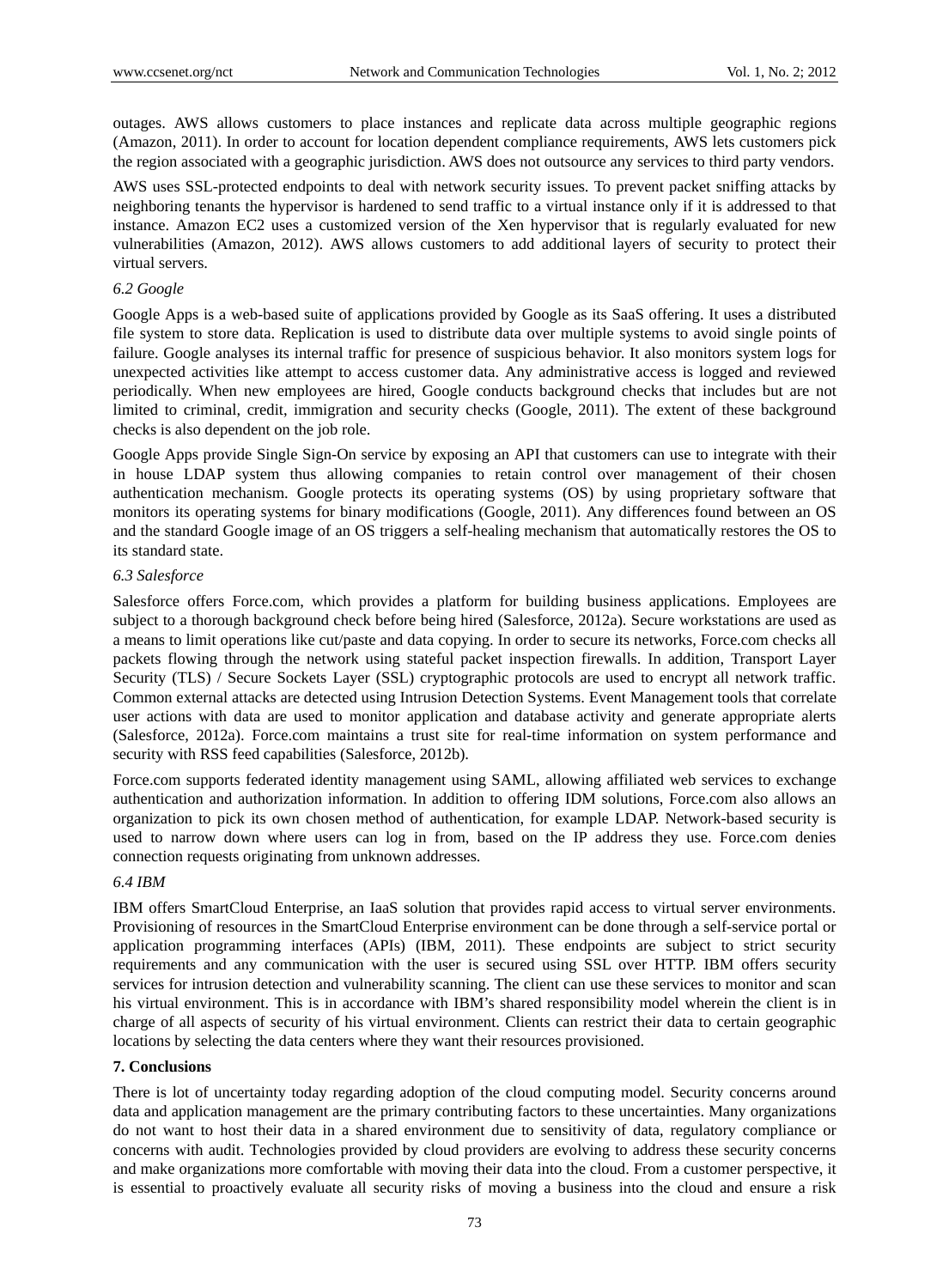outages. AWS allows customers to place instances and replicate data across multiple geographic regions (Amazon, 2011). In order to account for location dependent compliance requirements, AWS lets customers pick the region associated with a geographic jurisdiction. AWS does not outsource any services to third party vendors.

AWS uses SSL-protected endpoints to deal with network security issues. To prevent packet sniffing attacks by neighboring tenants the hypervisor is hardened to send traffic to a virtual instance only if it is addressed to that instance. Amazon EC2 uses a customized version of the Xen hypervisor that is regularly evaluated for new vulnerabilities (Amazon, 2012). AWS allows customers to add additional layers of security to protect their virtual servers.

### *6.2 Google*

Google Apps is a web-based suite of applications provided by Google as its SaaS offering. It uses a distributed file system to store data. Replication is used to distribute data over multiple systems to avoid single points of failure. Google analyses its internal traffic for presence of suspicious behavior. It also monitors system logs for unexpected activities like attempt to access customer data. Any administrative access is logged and reviewed periodically. When new employees are hired, Google conducts background checks that includes but are not limited to criminal, credit, immigration and security checks (Google, 2011). The extent of these background checks is also dependent on the job role.

Google Apps provide Single Sign-On service by exposing an API that customers can use to integrate with their in house LDAP system thus allowing companies to retain control over management of their chosen authentication mechanism. Google protects its operating systems (OS) by using proprietary software that monitors its operating systems for binary modifications (Google, 2011). Any differences found between an OS and the standard Google image of an OS triggers a self-healing mechanism that automatically restores the OS to its standard state.

### *6.3 Salesforce*

Salesforce offers Force.com, which provides a platform for building business applications. Employees are subject to a thorough background check before being hired (Salesforce, 2012a). Secure workstations are used as a means to limit operations like cut/paste and data copying. In order to secure its networks, Force.com checks all packets flowing through the network using stateful packet inspection firewalls. In addition, Transport Layer Security (TLS) / Secure Sockets Layer (SSL) cryptographic protocols are used to encrypt all network traffic. Common external attacks are detected using Intrusion Detection Systems. Event Management tools that correlate user actions with data are used to monitor application and database activity and generate appropriate alerts (Salesforce, 2012a). Force.com maintains a trust site for real-time information on system performance and security with RSS feed capabilities (Salesforce, 2012b).

Force.com supports federated identity management using SAML, allowing affiliated web services to exchange authentication and authorization information. In addition to offering IDM solutions, Force.com also allows an organization to pick its own chosen method of authentication, for example LDAP. Network-based security is used to narrow down where users can log in from, based on the IP address they use. Force.com denies connection requests originating from unknown addresses.

### *6.4 IBM*

IBM offers SmartCloud Enterprise, an IaaS solution that provides rapid access to virtual server environments. Provisioning of resources in the SmartCloud Enterprise environment can be done through a self-service portal or application programming interfaces (APIs) (IBM, 2011). These endpoints are subject to strict security requirements and any communication with the user is secured using SSL over HTTP. IBM offers security services for intrusion detection and vulnerability scanning. The client can use these services to monitor and scan his virtual environment. This is in accordance with IBM's shared responsibility model wherein the client is in charge of all aspects of security of his virtual environment. Clients can restrict their data to certain geographic locations by selecting the data centers where they want their resources provisioned.

## **7. Conclusions**

There is lot of uncertainty today regarding adoption of the cloud computing model. Security concerns around data and application management are the primary contributing factors to these uncertainties. Many organizations do not want to host their data in a shared environment due to sensitivity of data, regulatory compliance or concerns with audit. Technologies provided by cloud providers are evolving to address these security concerns and make organizations more comfortable with moving their data into the cloud. From a customer perspective, it is essential to proactively evaluate all security risks of moving a business into the cloud and ensure a risk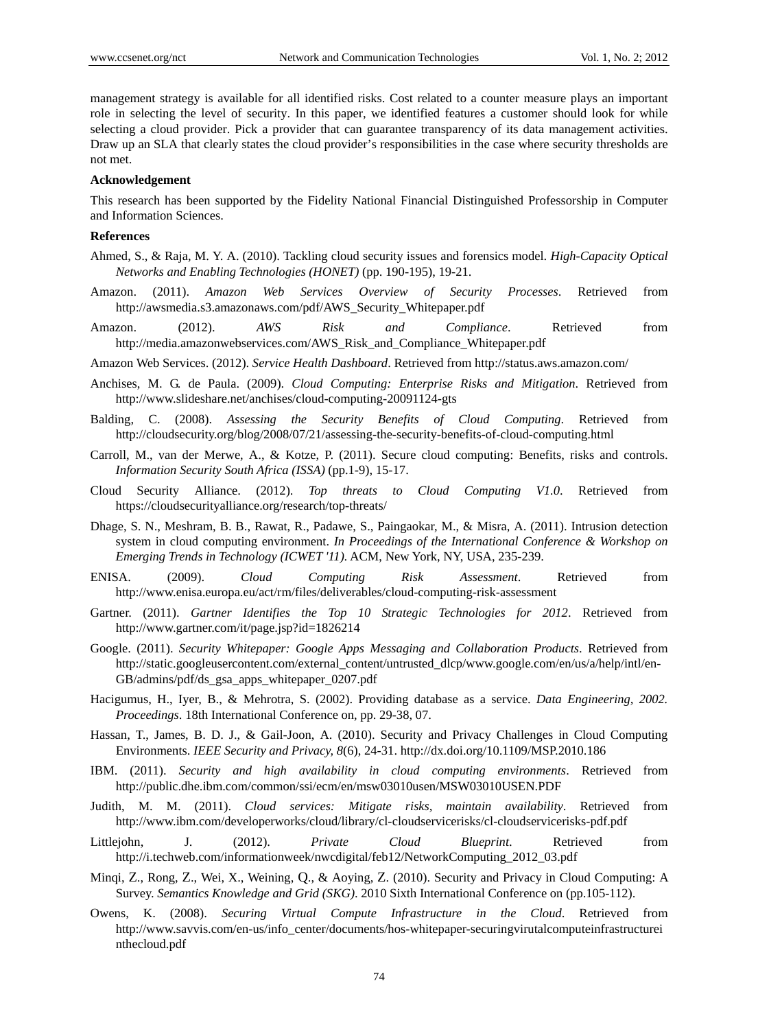management strategy is available for all identified risks. Cost related to a counter measure plays an important role in selecting the level of security. In this paper, we identified features a customer should look for while selecting a cloud provider. Pick a provider that can guarantee transparency of its data management activities. Draw up an SLA that clearly states the cloud provider's responsibilities in the case where security thresholds are not met.

**Acknowledgement**

This research has been supported by the Fidelity National Financial Distinguished Professorship in Computer and Information Sciences.

**References**

Ahmed, S., & Raja, M. Y. A. (2010). Tackling cloud security issues and forensics model. *High-Capacity Optical Networks and Enabling Technologies (HONET)* (pp. 190-195), 19-21.

Amazon. (2011). *Amazon Web Services Overview of Security Processes*. Retrieved from http://awsmedia.s3.amazonaws.com/pdf/AWS_Security_Whitepaper.pdf

Amazon. (2012). *AWS Risk and Compliance*. Retrieved from http://media.amazonwebservices.com/AWS_Risk_and_Compliance_Whitepaper.pdf

Amazon Web Services. (2012). *Service Health Dashboard*. Retrieved from http://status.aws.amazon.com/

Anchises, M. G. de Paula. (2009). *Cloud Computing: Enterprise Risks and Mitigation*. Retrieved from http://www.slideshare.net/anchises/cloud-computing-20091124-gts

Balding, C. (2008). *Assessing the Security Benefits of Cloud Computing*. Retrieved from http://cloudsecurity.org/blog/2008/07/21/assessing-the-security-benefits-of-cloud-computing.html

Carroll, M., van der Merwe, A., & Kotze, P. (2011). Secure cloud computing: Benefits, risks and controls. *Information Security South Africa (ISSA)* (pp.1-9), 15-17.

Cloud Security Alliance. (2012). *Top threats to Cloud Computing V1.0*. Retrieved from https://cloudsecurityalliance.org/research/top-threats/

Dhage, S. N., Meshram, B. B., Rawat, R., Padawe, S., Paingaokar, M., & Misra, A. (2011). Intrusion detection system in cloud computing environment. *In Proceedings of the International Conference & Workshop on Emerging Trends in Technology (ICWET '11)*. ACM, New York, NY, USA, 235-239.

ENISA. (2009). *Cloud Computing Risk Assessment*. Retrieved from http://www.enisa.europa.eu/act/rm/files/deliverables/cloud-computing-risk-assessment

Gartner. (2011). *Gartner Identifies the Top 10 Strategic Technologies for 2012*. Retrieved from http://www.gartner.com/it/page.jsp?id=1826214

Google. (2011). *Security Whitepaper: Google Apps Messaging and Collaboration Products*. Retrieved from http://static.googleusercontent.com/external_content/untrusted_dlcp/www.google.com/en/us/a/help/intl/en-GB/admins/pdf/ds_gsa_apps_whitepaper_0207.pdf

Hacigumus, H., Iyer, B., & Mehrotra, S. (2002). Providing database as a service. *Data Engineering, 2002. Proceedings*. 18th International Conference on, pp. 29-38, 07.

Hassan, T., James, B. D. J., & Gail-Joon, A. (2010). Security and Privacy Challenges in Cloud Computing Environments. *IEEE Security and Privacy, 8*(6), 24-31. http://dx.doi.org/10.1109/MSP.2010.186

IBM. (2011). *Security and high availability in cloud computing environments*. Retrieved from http://public.dhe.ibm.com/common/ssi/ecm/en/msw03010usen/MSW03010USEN.PDF

Judith, M. M. (2011). *Cloud services: Mitigate risks, maintain availability*. Retrieved from http://www.ibm.com/developerworks/cloud/library/cl-cloudservicerisks/cl-cloudservicerisks-pdf.pdf

Littlejohn, J. (2012). *Private Cloud Blueprint*. Retrieved from http://i.techweb.com/informationweek/nwcdigital/feb12/NetworkComputing_2012_03.pdf

Minqi, Z., Rong, Z., Wei, X., Weining, Q., & Aoying, Z. (2010). Security and Privacy in Cloud Computing: A Survey. *Semantics Knowledge and Grid (SKG)*. 2010 Sixth International Conference on (pp.105-112).

Owens, K. (2008). *Securing Virtual Compute Infrastructure in the Cloud*. Retrieved from http://www.savvis.com/en-us/info_center/documents/hos-whitepaper-securingvirutalcomputeinfrastructureinthecloud.pdf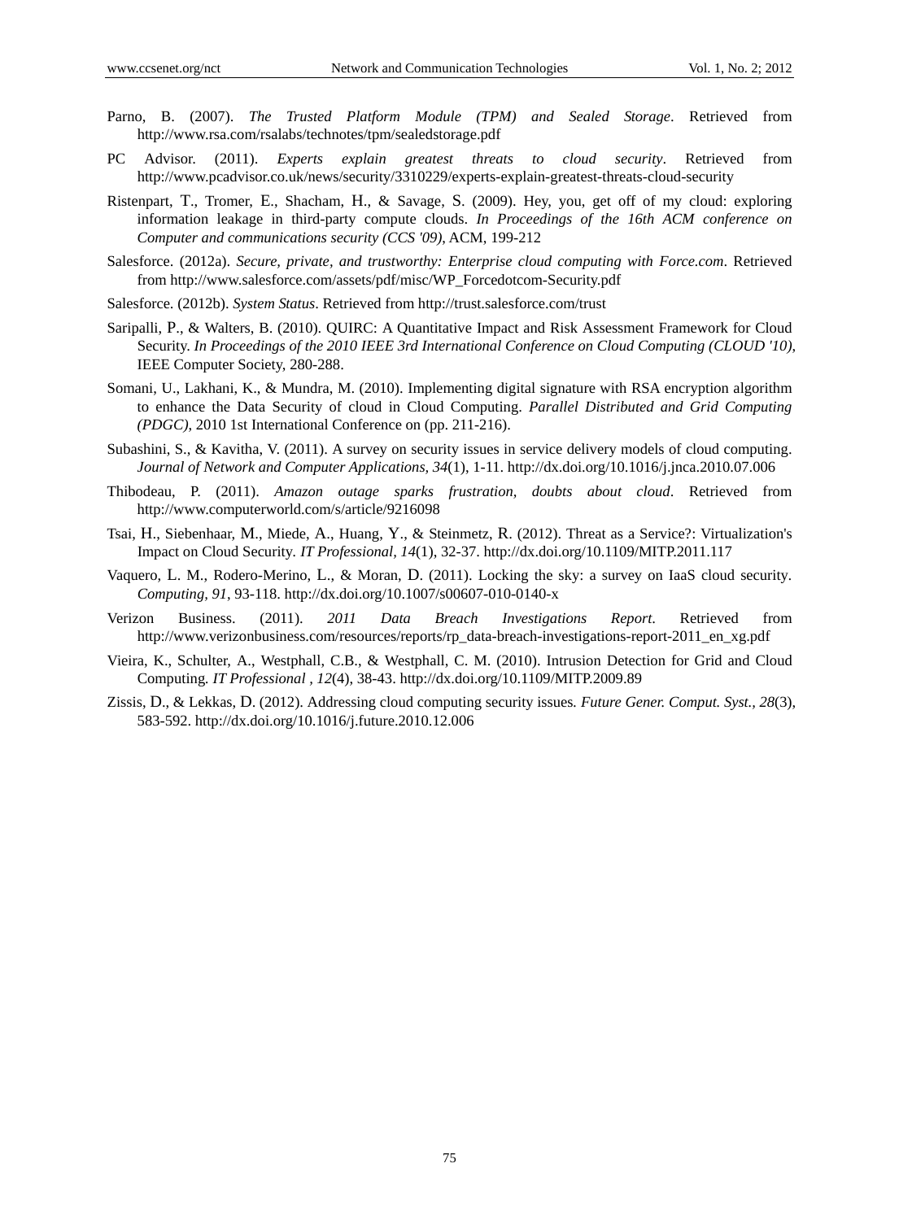Parno, B. (2007). *The Trusted Platform Module (TPM) and Sealed Storage*. Retrieved from http://www.rsa.com/rsalabs/technotes/tpm/sealedstorage.pdf

PC Advisor. (2011). *Experts explain greatest threats to cloud security*. Retrieved from http://www.pcadvisor.co.uk/news/security/3310229/experts-explain-greatest-threats-cloud-security

Ristenpart, T., Tromer, E., Shacham, H., & Savage, S. (2009). Hey, you, get off of my cloud: exploring information leakage in third-party compute clouds. *In Proceedings of the 16th ACM conference on Computer and communications security (CCS '09)*, ACM, 199-212

Salesforce. (2012a). *Secure, private, and trustworthy: Enterprise cloud computing with Force.com*. Retrieved from http://www.salesforce.com/assets/pdf/misc/WP_Forcedotcom-Security.pdf

Salesforce. (2012b). *System Status*. Retrieved from http://trust.salesforce.com/trust

Saripalli, P., & Walters, B. (2010). QUIRC: A Quantitative Impact and Risk Assessment Framework for Cloud Security. *In Proceedings of the 2010 IEEE 3rd International Conference on Cloud Computing (CLOUD '10)*, IEEE Computer Society, 280-288.

Somani, U., Lakhani, K., & Mundra, M. (2010). Implementing digital signature with RSA encryption algorithm to enhance the Data Security of cloud in Cloud Computing. *Parallel Distributed and Grid Computing (PDGC)*, 2010 1st International Conference on (pp. 211-216).

Subashini, S., & Kavitha, V. (2011). A survey on security issues in service delivery models of cloud computing. *Journal of Network and Computer Applications, 34*(1), 1-11. http://dx.doi.org/10.1016/j.jnca.2010.07.006

Thibodeau, P. (2011). *Amazon outage sparks frustration, doubts about cloud*. Retrieved from http://www.computerworld.com/s/article/9216098

Tsai, H., Siebenhaar, M., Miede, A., Huang, Y., & Steinmetz, R. (2012). Threat as a Service?: Virtualization's Impact on Cloud Security. *IT Professional, 14*(1), 32-37. http://dx.doi.org/10.1109/MITP.2011.117

Vaquero, L. M., Rodero-Merino, L., & Moran, D. (2011). Locking the sky: a survey on IaaS cloud security. *Computing, 91*, 93-118. http://dx.doi.org/10.1007/s00607-010-0140-x

Verizon Business. (2011). *2011 Data Breach Investigations Report*. Retrieved from http://www.verizonbusiness.com/resources/reports/rp_data-breach-investigations-report-2011_en_xg.pdf

Vieira, K., Schulter, A., Westphall, C.B., & Westphall, C. M. (2010). Intrusion Detection for Grid and Cloud Computing. *IT Professional , 12*(4), 38-43. http://dx.doi.org/10.1109/MITP.2009.89

Zissis, D., & Lekkas, D. (2012). Addressing cloud computing security issues. *Future Gener. Comput. Syst., 28*(3), 583-592. http://dx.doi.org/10.1016/j.future.2010.12.006